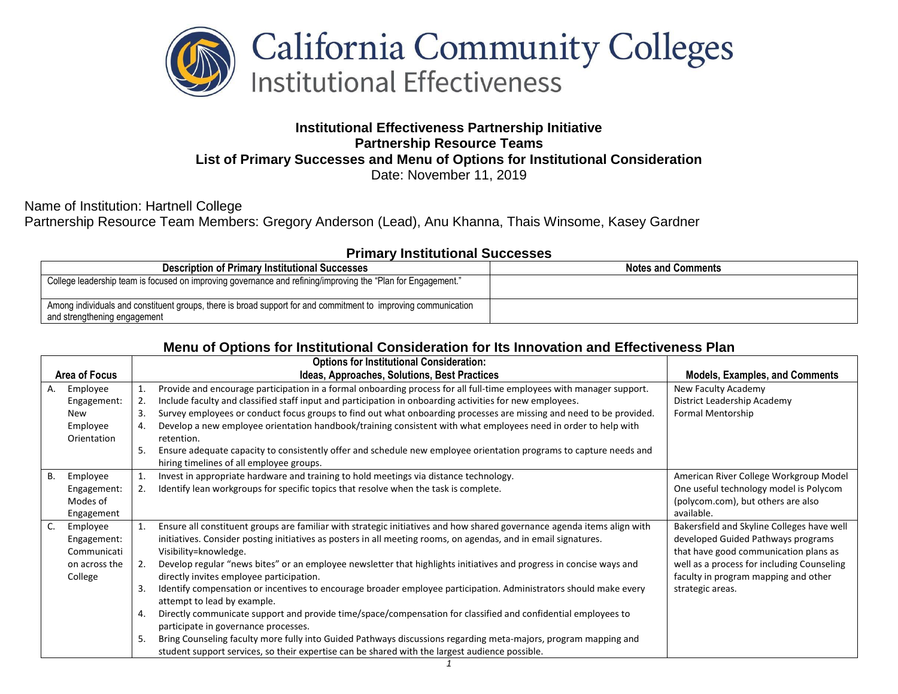# California Community Colleges
## Institutional Effectiveness

**Institutional Effectiveness Partnership Initiative**
**Partnership Resource Teams**
**List of Primary Successes and Menu of Options for Institutional Consideration**
Date: November 11, 2019

Name of Institution: Hartnell College
Partnership Resource Team Members: Gregory Anderson (Lead), Anu Khanna, Thais Winsome, Kasey Gardner

### Primary Institutional Successes

| Description of Primary Institutional Successes | Notes and Comments |
|---|---|
| College leadership team is focused on improving governance and refining/improving the "Plan for Engagement." | |
| Among individuals and constituent groups, there is broad support for and commitment to improving communication and strengthening engagement | |

### Menu of Options for Institutional Consideration for Its Innovation and Effectiveness Plan

| Area of Focus | Options for Institutional Consideration: Ideas, Approaches, Solutions, Best Practices | Models, Examples, and Comments |
|---|---|---|
| A. Employee Engagement: New Employee Orientation | 1. Provide and encourage participation in a formal onboarding process for all full-time employees with manager support.<br>2. Include faculty and classified staff input and participation in onboarding activities for new employees.<br>3. Survey employees or conduct focus groups to find out what onboarding processes are missing and need to be provided.<br>4. Develop a new employee orientation handbook/training consistent with what employees need in order to help with retention.<br>5. Ensure adequate capacity to consistently offer and schedule new employee orientation programs to capture needs and hiring timelines of all employee groups. | New Faculty Academy<br>District Leadership Academy<br>Formal Mentorship |
| B. Employee Engagement: Modes of Engagement | 1. Invest in appropriate hardware and training to hold meetings via distance technology.<br>2. Identify lean workgroups for specific topics that resolve when the task is complete. | American River College Workgroup Model<br>One useful technology model is Polycom (polycom.com), but others are also available. |
| C. Employee Engagement: Communication across the College | 1. Ensure all constituent groups are familiar with strategic initiatives and how shared governance agenda items align with initiatives. Consider posting initiatives as posters in all meeting rooms, on agendas, and in email signatures. Visibility=knowledge.<br>2. Develop regular "news bites" or an employee newsletter that highlights initiatives and progress in concise ways and directly invites employee participation.<br>3. Identify compensation or incentives to encourage broader employee participation. Administrators should make every attempt to lead by example.<br>4. Directly communicate support and provide time/space/compensation for classified and confidential employees to participate in governance processes.<br>5. Bring Counseling faculty more fully into Guided Pathways discussions regarding meta-majors, program mapping and student support services, so their expertise can be shared with the largest audience possible. | Bakersfield and Skyline Colleges have well developed Guided Pathways programs that have good communication plans as well as a process for including Counseling faculty in program mapping and other strategic areas. |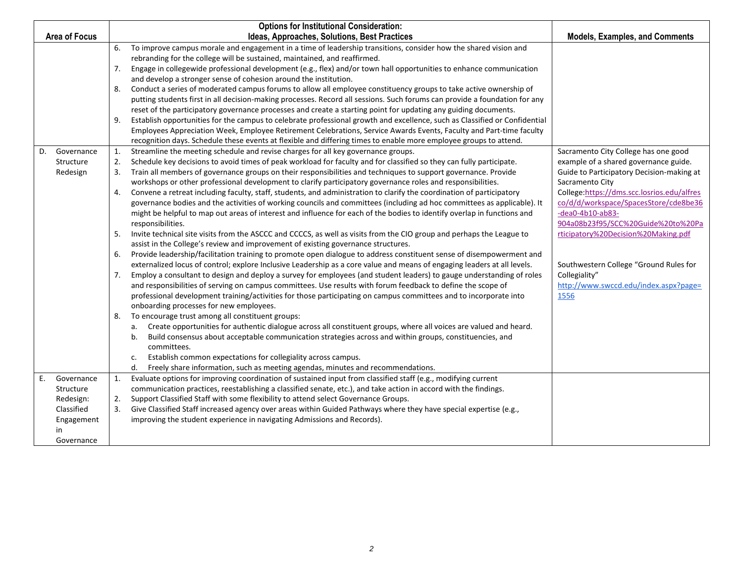| Area of Focus | Options for Institutional Consideration: Ideas, Approaches, Solutions, Best Practices | Models, Examples, and Comments |
|---|---|---|
| | 6. To improve campus morale and engagement in a time of leadership transitions, consider how the shared vision and rebranding for the college will be sustained, maintained, and reaffirmed.<br>7. Engage in collegewide professional development (e.g., flex) and/or town hall opportunities to enhance communication and develop a stronger sense of cohesion around the institution.<br>8. Conduct a series of moderated campus forums to allow all employee constituency groups to take active ownership of putting students first in all decision-making processes. Record all sessions. Such forums can provide a foundation for any reset of the participatory governance processes and create a starting point for updating any guiding documents.<br>9. Establish opportunities for the campus to celebrate professional growth and excellence, such as Classified or Confidential Employees Appreciation Week, Employee Retirement Celebrations, Service Awards Events, Faculty and Part-time faculty recognition days. Schedule these events at flexible and differing times to enable more employee groups to attend. | |
| D. Governance Structure Redesign | 1. Streamline the meeting schedule and revise charges for all key governance groups.<br>2. Schedule key decisions to avoid times of peak workload for faculty and for classified so they can fully participate.<br>3. Train all members of governance groups on their responsibilities and techniques to support governance. Provide workshops or other professional development to clarify participatory governance roles and responsibilities.<br>4. Convene a retreat including faculty, staff, students, and administration to clarify the coordination of participatory governance bodies and the activities of working councils and committees (including ad hoc committees as applicable). It might be helpful to map out areas of interest and influence for each of the bodies to identify overlap in functions and responsibilities.<br>5. Invite technical site visits from the ASCCC and CCCCS, as well as visits from the CIO group and perhaps the League to assist in the College's review and improvement of existing governance structures.<br>6. Provide leadership/facilitation training to promote open dialogue to address constituent sense of disempowerment and externalized locus of control; explore Inclusive Leadership as a core value and means of engaging leaders at all levels.<br>7. Employ a consultant to design and deploy a survey for employees (and student leaders) to gauge understanding of roles and responsibilities of serving on campus committees. Use results with forum feedback to define the scope of professional development training/activities for those participating on campus committees and to incorporate into onboarding processes for new employees.<br>8. To encourage trust among all constituent groups:<br>a. Create opportunities for authentic dialogue across all constituent groups, where all voices are valued and heard.<br>b. Build consensus about acceptable communication strategies across and within groups, constituencies, and committees.<br>c. Establish common expectations for collegiality across campus.<br>d. Freely share information, such as meeting agendas, minutes and recommendations. | Sacramento City College has one good example of a shared governance guide. Guide to Participatory Decision-making at Sacramento City College:https://dms.scc.losrios.edu/alfresco/d/d/workspace/SpacesStore/cde8be36-dea0-4b10-ab83-904a08b23f95/SCC%20Guide%20to%20Participatory%20Decision%20Making.pdf<br><br>Southwestern College "Ground Rules for Collegiality"<br>http://www.swccd.edu/index.aspx?page=1556 |
| E. Governance Structure Redesign: Classified Engagement in Governance | 1. Evaluate options for improving coordination of sustained input from classified staff (e.g., modifying current communication practices, reestablishing a classified senate, etc.), and take action in accord with the findings.<br>2. Support Classified Staff with some flexibility to attend select Governance Groups.<br>3. Give Classified Staff increased agency over areas within Guided Pathways where they have special expertise (e.g., improving the student experience in navigating Admissions and Records). | |